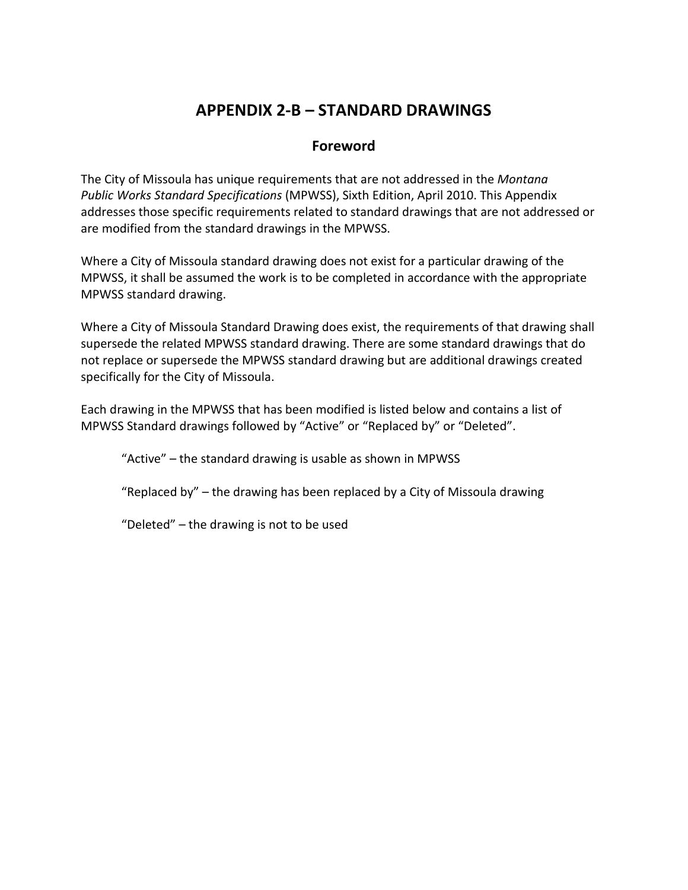# APPENDIX 2-B – STANDARD DRAWINGS

## Foreword

The City of Missoula has unique requirements that are not addressed in the *Montana Public Works Standard Specifications* (MPWSS), Sixth Edition, April 2010. This Appendix addresses those specific requirements related to standard drawings that are not addressed or are modified from the standard drawings in the MPWSS.

Where a City of Missoula standard drawing does not exist for a particular drawing of the MPWSS, it shall be assumed the work is to be completed in accordance with the appropriate MPWSS standard drawing.

Where a City of Missoula Standard Drawing does exist, the requirements of that drawing shall supersede the related MPWSS standard drawing. There are some standard drawings that do not replace or supersede the MPWSS standard drawing but are additional drawings created specifically for the City of Missoula.

Each drawing in the MPWSS that has been modified is listed below and contains a list of MPWSS Standard drawings followed by "Active" or "Replaced by" or "Deleted".

> "Active" – the standard drawing is usable as shown in MPWSS
>
> "Replaced by" – the drawing has been replaced by a City of Missoula drawing
>
> "Deleted" – the drawing is not to be used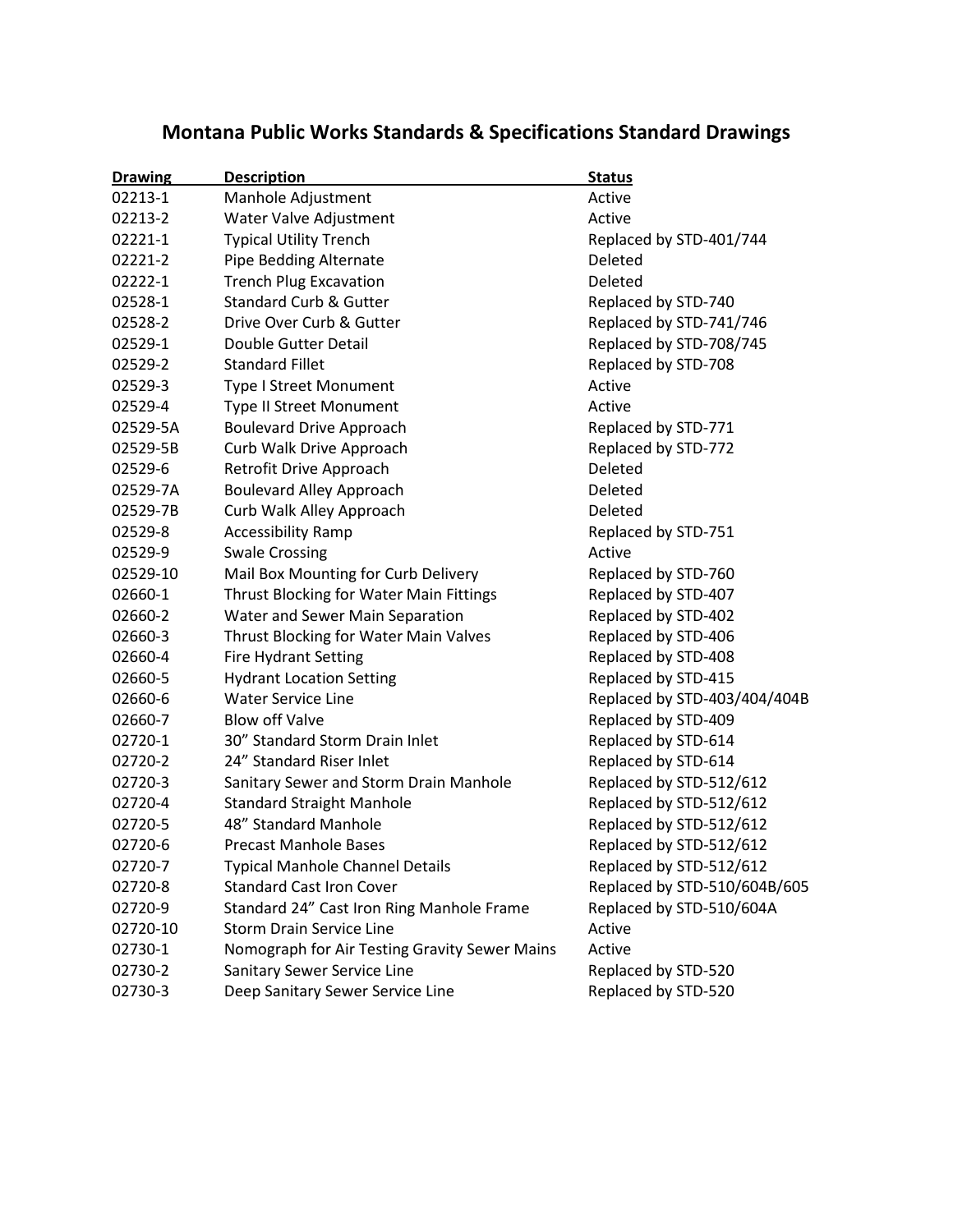# Montana Public Works Standards & Specifications Standard Drawings

| Drawing | Description | Status |
|---|---|---|
| 02213-1 | Manhole Adjustment | Active |
| 02213-2 | Water Valve Adjustment | Active |
| 02221-1 | Typical Utility Trench | Replaced by STD-401/744 |
| 02221-2 | Pipe Bedding Alternate | Deleted |
| 02222-1 | Trench Plug Excavation | Deleted |
| 02528-1 | Standard Curb & Gutter | Replaced by STD-740 |
| 02528-2 | Drive Over Curb & Gutter | Replaced by STD-741/746 |
| 02529-1 | Double Gutter Detail | Replaced by STD-708/745 |
| 02529-2 | Standard Fillet | Replaced by STD-708 |
| 02529-3 | Type I Street Monument | Active |
| 02529-4 | Type II Street Monument | Active |
| 02529-5A | Boulevard Drive Approach | Replaced by STD-771 |
| 02529-5B | Curb Walk Drive Approach | Replaced by STD-772 |
| 02529-6 | Retrofit Drive Approach | Deleted |
| 02529-7A | Boulevard Alley Approach | Deleted |
| 02529-7B | Curb Walk Alley Approach | Deleted |
| 02529-8 | Accessibility Ramp | Replaced by STD-751 |
| 02529-9 | Swale Crossing | Active |
| 02529-10 | Mail Box Mounting for Curb Delivery | Replaced by STD-760 |
| 02660-1 | Thrust Blocking for Water Main Fittings | Replaced by STD-407 |
| 02660-2 | Water and Sewer Main Separation | Replaced by STD-402 |
| 02660-3 | Thrust Blocking for Water Main Valves | Replaced by STD-406 |
| 02660-4 | Fire Hydrant Setting | Replaced by STD-408 |
| 02660-5 | Hydrant Location Setting | Replaced by STD-415 |
| 02660-6 | Water Service Line | Replaced by STD-403/404/404B |
| 02660-7 | Blow off Valve | Replaced by STD-409 |
| 02720-1 | 30" Standard Storm Drain Inlet | Replaced by STD-614 |
| 02720-2 | 24" Standard Riser Inlet | Replaced by STD-614 |
| 02720-3 | Sanitary Sewer and Storm Drain Manhole | Replaced by STD-512/612 |
| 02720-4 | Standard Straight Manhole | Replaced by STD-512/612 |
| 02720-5 | 48" Standard Manhole | Replaced by STD-512/612 |
| 02720-6 | Precast Manhole Bases | Replaced by STD-512/612 |
| 02720-7 | Typical Manhole Channel Details | Replaced by STD-512/612 |
| 02720-8 | Standard Cast Iron Cover | Replaced by STD-510/604B/605 |
| 02720-9 | Standard 24" Cast Iron Ring Manhole Frame | Replaced by STD-510/604A |
| 02720-10 | Storm Drain Service Line | Active |
| 02730-1 | Nomograph for Air Testing Gravity Sewer Mains | Active |
| 02730-2 | Sanitary Sewer Service Line | Replaced by STD-520 |
| 02730-3 | Deep Sanitary Sewer Service Line | Replaced by STD-520 |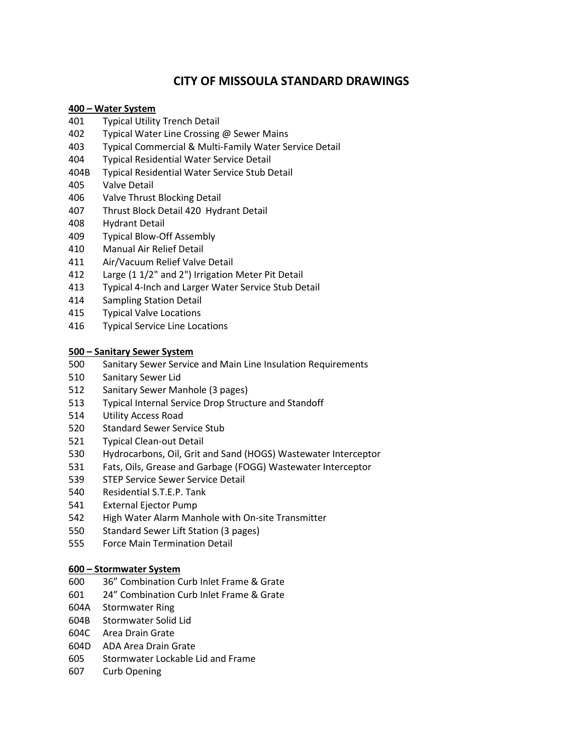# CITY OF MISSOULA STANDARD DRAWINGS

**400 – Water System**

401 Typical Utility Trench Detail
402 Typical Water Line Crossing @ Sewer Mains
403 Typical Commercial & Multi-Family Water Service Detail
404 Typical Residential Water Service Detail
404B Typical Residential Water Service Stub Detail
405 Valve Detail
406 Valve Thrust Blocking Detail
407 Thrust Block Detail 420 Hydrant Detail
408 Hydrant Detail
409 Typical Blow-Off Assembly
410 Manual Air Relief Detail
411 Air/Vacuum Relief Valve Detail
412 Large (1 1/2" and 2") Irrigation Meter Pit Detail
413 Typical 4-Inch and Larger Water Service Stub Detail
414 Sampling Station Detail
415 Typical Valve Locations
416 Typical Service Line Locations

**500 – Sanitary Sewer System**

500 Sanitary Sewer Service and Main Line Insulation Requirements
510 Sanitary Sewer Lid
512 Sanitary Sewer Manhole (3 pages)
513 Typical Internal Service Drop Structure and Standoff
514 Utility Access Road
520 Standard Sewer Service Stub
521 Typical Clean-out Detail
530 Hydrocarbons, Oil, Grit and Sand (HOGS) Wastewater Interceptor
531 Fats, Oils, Grease and Garbage (FOGG) Wastewater Interceptor
539 STEP Service Sewer Service Detail
540 Residential S.T.E.P. Tank
541 External Ejector Pump
542 High Water Alarm Manhole with On-site Transmitter
550 Standard Sewer Lift Station (3 pages)
555 Force Main Termination Detail

**600 – Stormwater System**

600 36" Combination Curb Inlet Frame & Grate
601 24" Combination Curb Inlet Frame & Grate
604A Stormwater Ring
604B Stormwater Solid Lid
604C Area Drain Grate
604D ADA Area Drain Grate
605 Stormwater Lockable Lid and Frame
607 Curb Opening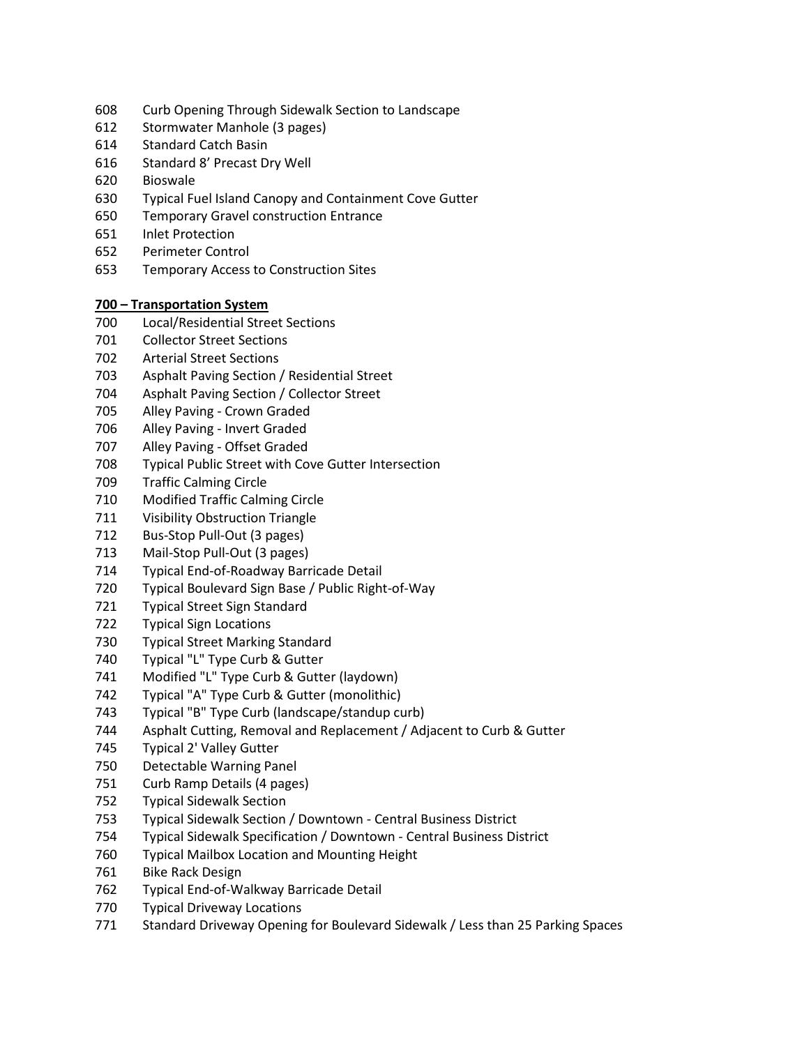608 Curb Opening Through Sidewalk Section to Landscape
612 Stormwater Manhole (3 pages)
614 Standard Catch Basin
616 Standard 8' Precast Dry Well
620 Bioswale
630 Typical Fuel Island Canopy and Containment Cove Gutter
650 Temporary Gravel construction Entrance
651 Inlet Protection
652 Perimeter Control
653 Temporary Access to Construction Sites

**700 – Transportation System**

700 Local/Residential Street Sections
701 Collector Street Sections
702 Arterial Street Sections
703 Asphalt Paving Section / Residential Street
704 Asphalt Paving Section / Collector Street
705 Alley Paving - Crown Graded
706 Alley Paving - Invert Graded
707 Alley Paving - Offset Graded
708 Typical Public Street with Cove Gutter Intersection
709 Traffic Calming Circle
710 Modified Traffic Calming Circle
711 Visibility Obstruction Triangle
712 Bus-Stop Pull-Out (3 pages)
713 Mail-Stop Pull-Out (3 pages)
714 Typical End-of-Roadway Barricade Detail
720 Typical Boulevard Sign Base / Public Right-of-Way
721 Typical Street Sign Standard
722 Typical Sign Locations
730 Typical Street Marking Standard
740 Typical "L" Type Curb & Gutter
741 Modified "L" Type Curb & Gutter (laydown)
742 Typical "A" Type Curb & Gutter (monolithic)
743 Typical "B" Type Curb (landscape/standup curb)
744 Asphalt Cutting, Removal and Replacement / Adjacent to Curb & Gutter
745 Typical 2' Valley Gutter
750 Detectable Warning Panel
751 Curb Ramp Details (4 pages)
752 Typical Sidewalk Section
753 Typical Sidewalk Section / Downtown - Central Business District
754 Typical Sidewalk Specification / Downtown - Central Business District
760 Typical Mailbox Location and Mounting Height
761 Bike Rack Design
762 Typical End-of-Walkway Barricade Detail
770 Typical Driveway Locations
771 Standard Driveway Opening for Boulevard Sidewalk / Less than 25 Parking Spaces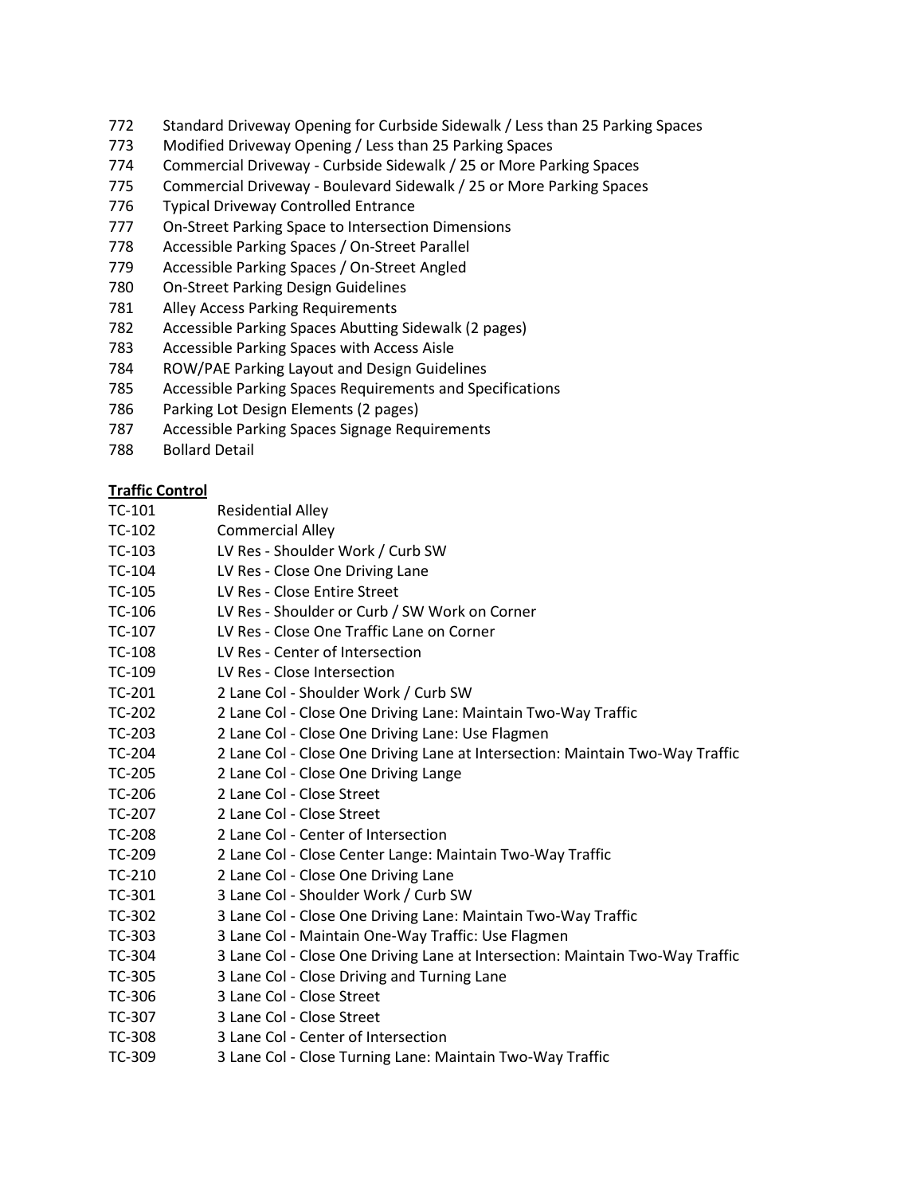772 Standard Driveway Opening for Curbside Sidewalk / Less than 25 Parking Spaces
773 Modified Driveway Opening / Less than 25 Parking Spaces
774 Commercial Driveway - Curbside Sidewalk / 25 or More Parking Spaces
775 Commercial Driveway - Boulevard Sidewalk / 25 or More Parking Spaces
776 Typical Driveway Controlled Entrance
777 On-Street Parking Space to Intersection Dimensions
778 Accessible Parking Spaces / On-Street Parallel
779 Accessible Parking Spaces / On-Street Angled
780 On-Street Parking Design Guidelines
781 Alley Access Parking Requirements
782 Accessible Parking Spaces Abutting Sidewalk (2 pages)
783 Accessible Parking Spaces with Access Aisle
784 ROW/PAE Parking Layout and Design Guidelines
785 Accessible Parking Spaces Requirements and Specifications
786 Parking Lot Design Elements (2 pages)
787 Accessible Parking Spaces Signage Requirements
788 Bollard Detail

**Traffic Control**

TC-101 Residential Alley
TC-102 Commercial Alley
TC-103 LV Res - Shoulder Work / Curb SW
TC-104 LV Res - Close One Driving Lane
TC-105 LV Res - Close Entire Street
TC-106 LV Res - Shoulder or Curb / SW Work on Corner
TC-107 LV Res - Close One Traffic Lane on Corner
TC-108 LV Res - Center of Intersection
TC-109 LV Res - Close Intersection
TC-201 2 Lane Col - Shoulder Work / Curb SW
TC-202 2 Lane Col - Close One Driving Lane: Maintain Two-Way Traffic
TC-203 2 Lane Col - Close One Driving Lane: Use Flagmen
TC-204 2 Lane Col - Close One Driving Lane at Intersection: Maintain Two-Way Traffic
TC-205 2 Lane Col - Close One Driving Lange
TC-206 2 Lane Col - Close Street
TC-207 2 Lane Col - Close Street
TC-208 2 Lane Col - Center of Intersection
TC-209 2 Lane Col - Close Center Lange: Maintain Two-Way Traffic
TC-210 2 Lane Col - Close One Driving Lane
TC-301 3 Lane Col - Shoulder Work / Curb SW
TC-302 3 Lane Col - Close One Driving Lane: Maintain Two-Way Traffic
TC-303 3 Lane Col - Maintain One-Way Traffic: Use Flagmen
TC-304 3 Lane Col - Close One Driving Lane at Intersection: Maintain Two-Way Traffic
TC-305 3 Lane Col - Close Driving and Turning Lane
TC-306 3 Lane Col - Close Street
TC-307 3 Lane Col - Close Street
TC-308 3 Lane Col - Center of Intersection
TC-309 3 Lane Col - Close Turning Lane: Maintain Two-Way Traffic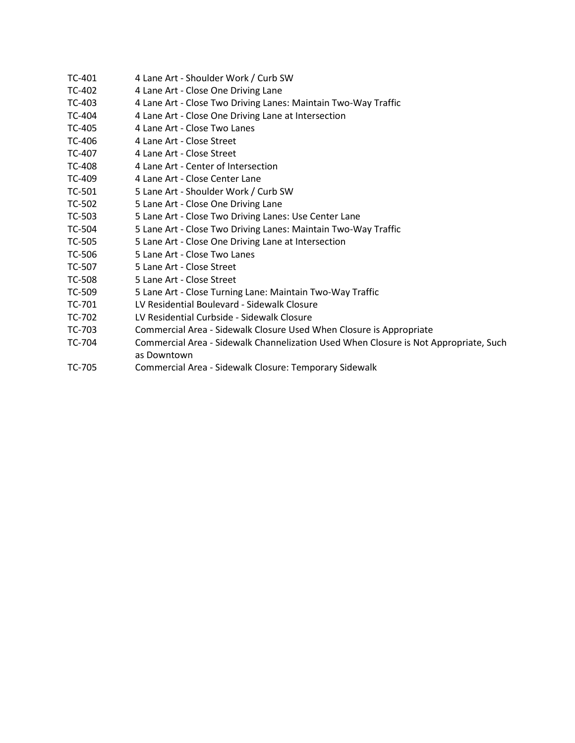| | |
|---|---|
| TC-401 | 4 Lane Art - Shoulder Work / Curb SW |
| TC-402 | 4 Lane Art - Close One Driving Lane |
| TC-403 | 4 Lane Art - Close Two Driving Lanes: Maintain Two-Way Traffic |
| TC-404 | 4 Lane Art - Close One Driving Lane at Intersection |
| TC-405 | 4 Lane Art - Close Two Lanes |
| TC-406 | 4 Lane Art - Close Street |
| TC-407 | 4 Lane Art - Close Street |
| TC-408 | 4 Lane Art - Center of Intersection |
| TC-409 | 4 Lane Art - Close Center Lane |
| TC-501 | 5 Lane Art - Shoulder Work / Curb SW |
| TC-502 | 5 Lane Art - Close One Driving Lane |
| TC-503 | 5 Lane Art - Close Two Driving Lanes: Use Center Lane |
| TC-504 | 5 Lane Art - Close Two Driving Lanes: Maintain Two-Way Traffic |
| TC-505 | 5 Lane Art - Close One Driving Lane at Intersection |
| TC-506 | 5 Lane Art - Close Two Lanes |
| TC-507 | 5 Lane Art - Close Street |
| TC-508 | 5 Lane Art - Close Street |
| TC-509 | 5 Lane Art - Close Turning Lane: Maintain Two-Way Traffic |
| TC-701 | LV Residential Boulevard - Sidewalk Closure |
| TC-702 | LV Residential Curbside - Sidewalk Closure |
| TC-703 | Commercial Area - Sidewalk Closure Used When Closure is Appropriate |
| TC-704 | Commercial Area - Sidewalk Channelization Used When Closure is Not Appropriate, Such as Downtown |
| TC-705 | Commercial Area - Sidewalk Closure: Temporary Sidewalk |